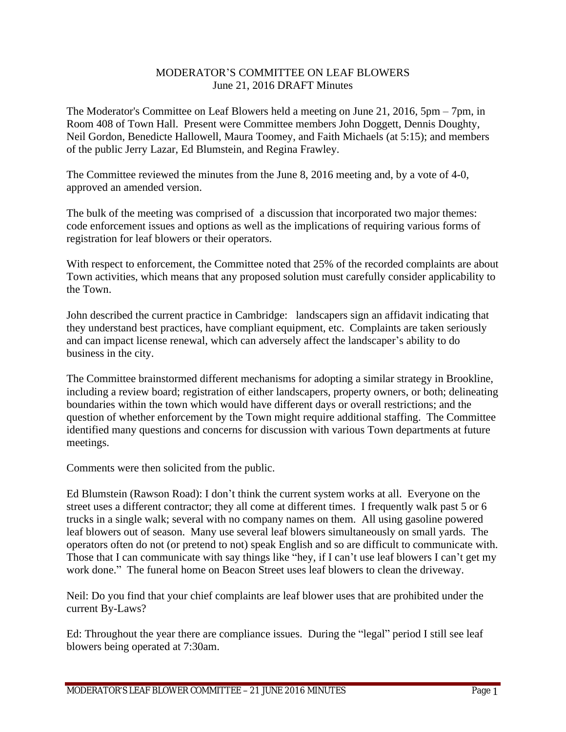# MODERATOR'S COMMITTEE ON LEAF BLOWERS

June 21, 2016 DRAFT Minutes

The Moderator's Committee on Leaf Blowers held a meeting on June 21, 2016, 5pm – 7pm, in Room 408 of Town Hall. Present were Committee members John Doggett, Dennis Doughty, Neil Gordon, Benedicte Hallowell, Maura Toomey, and Faith Michaels (at 5:15); and members of the public Jerry Lazar, Ed Blumstein, and Regina Frawley.

The Committee reviewed the minutes from the June 8, 2016 meeting and, by a vote of 4-0, approved an amended version.

The bulk of the meeting was comprised of a discussion that incorporated two major themes: code enforcement issues and options as well as the implications of requiring various forms of registration for leaf blowers or their operators.

With respect to enforcement, the Committee noted that 25% of the recorded complaints are about Town activities, which means that any proposed solution must carefully consider applicability to the Town.

John described the current practice in Cambridge: landscapers sign an affidavit indicating that they understand best practices, have compliant equipment, etc. Complaints are taken seriously and can impact license renewal, which can adversely affect the landscaper's ability to do business in the city.

The Committee brainstormed different mechanisms for adopting a similar strategy in Brookline, including a review board; registration of either landscapers, property owners, or both; delineating boundaries within the town which would have different days or overall restrictions; and the question of whether enforcement by the Town might require additional staffing. The Committee identified many questions and concerns for discussion with various Town departments at future meetings.

Comments were then solicited from the public.

Ed Blumstein (Rawson Road): I don't think the current system works at all. Everyone on the street uses a different contractor; they all come at different times. I frequently walk past 5 or 6 trucks in a single walk; several with no company names on them. All using gasoline powered leaf blowers out of season. Many use several leaf blowers simultaneously on small yards. The operators often do not (or pretend to not) speak English and so are difficult to communicate with. Those that I can communicate with say things like "hey, if I can't use leaf blowers I can't get my work done." The funeral home on Beacon Street uses leaf blowers to clean the driveway.

Neil: Do you find that your chief complaints are leaf blower uses that are prohibited under the current By-Laws?

Ed: Throughout the year there are compliance issues. During the "legal" period I still see leaf blowers being operated at 7:30am.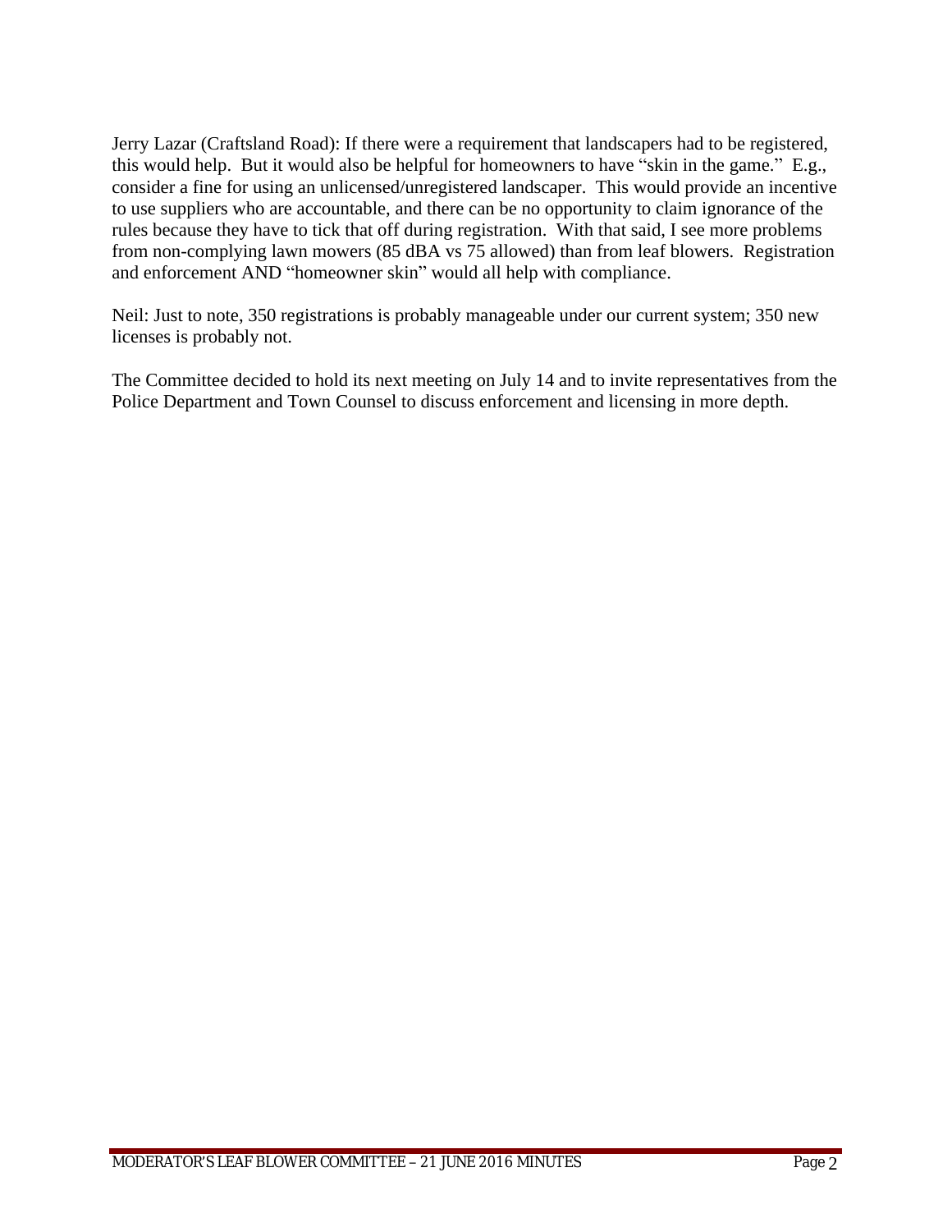Jerry Lazar (Craftsland Road): If there were a requirement that landscapers had to be registered, this would help. But it would also be helpful for homeowners to have "skin in the game." E.g., consider a fine for using an unlicensed/unregistered landscaper. This would provide an incentive to use suppliers who are accountable, and there can be no opportunity to claim ignorance of the rules because they have to tick that off during registration. With that said, I see more problems from non-complying lawn mowers (85 dBA vs 75 allowed) than from leaf blowers. Registration and enforcement AND "homeowner skin" would all help with compliance.

Neil: Just to note, 350 registrations is probably manageable under our current system; 350 new licenses is probably not.

The Committee decided to hold its next meeting on July 14 and to invite representatives from the Police Department and Town Counsel to discuss enforcement and licensing in more depth.